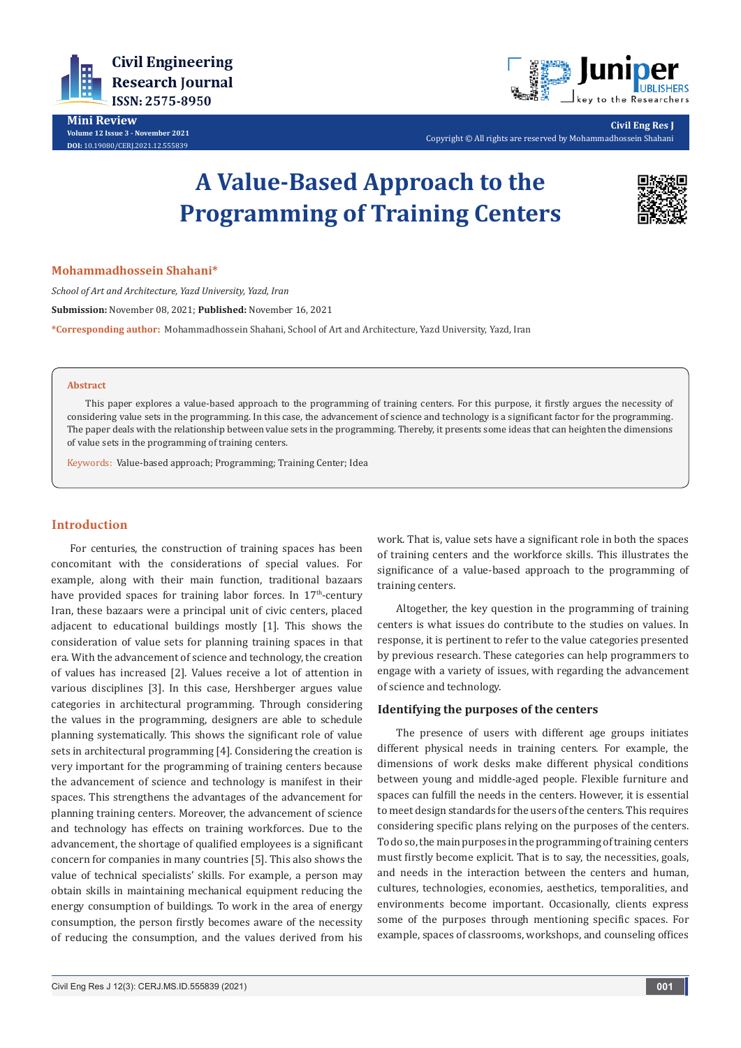Mini Review

Volume 12 Issue 3 - November 2021
DOI: 10.19080/CERJ.2021.12.555839

Civil Eng Res J
Copyright © All rights are reserved by Mohammadhossein Shahani

# A Value-Based Approach to the Programming of Training Centers

**Mohammadhossein Shahani***

*School of Art and Architecture, Yazd University, Yazd, Iran*

**Submission:** November 08, 2021; **Published:** November 16, 2021

***Corresponding author:** Mohammadhossein Shahani, School of Art and Architecture, Yazd University, Yazd, Iran

## Abstract

This paper explores a value-based approach to the programming of training centers. For this purpose, it firstly argues the necessity of considering value sets in the programming. In this case, the advancement of science and technology is a significant factor for the programming. The paper deals with the relationship between value sets in the programming. Thereby, it presents some ideas that can heighten the dimensions of value sets in the programming of training centers.

**Keywords:** Value-based approach; Programming; Training Center; Idea

## Introduction

For centuries, the construction of training spaces has been concomitant with the considerations of special values. For example, along with their main function, traditional bazaars have provided spaces for training labor forces. In 17th-century Iran, these bazaars were a principal unit of civic centers, placed adjacent to educational buildings mostly [1]. This shows the consideration of value sets for planning training spaces in that era. With the advancement of science and technology, the creation of values has increased [2]. Values receive a lot of attention in various disciplines [3]. In this case, Hershberger argues value categories in architectural programming. Through considering the values in the programming, designers are able to schedule planning systematically. This shows the significant role of value sets in architectural programming [4]. Considering the creation is very important for the programming of training centers because the advancement of science and technology is manifest in their spaces. This strengthens the advantages of the advancement for planning training centers. Moreover, the advancement of science and technology has effects on training workforces. Due to the advancement, the shortage of qualified employees is a significant concern for companies in many countries [5]. This also shows the value of technical specialists' skills. For example, a person may obtain skills in maintaining mechanical equipment reducing the energy consumption of buildings. To work in the area of energy consumption, the person firstly becomes aware of the necessity of reducing the consumption, and the values derived from his work. That is, value sets have a significant role in both the spaces of training centers and the workforce skills. This illustrates the significance of a value-based approach to the programming of training centers.

Altogether, the key question in the programming of training centers is what issues do contribute to the studies on values. In response, it is pertinent to refer to the value categories presented by previous research. These categories can help programmers to engage with a variety of issues, with regarding the advancement of science and technology.

### Identifying the purposes of the centers

The presence of users with different age groups initiates different physical needs in training centers. For example, the dimensions of work desks make different physical conditions between young and middle-aged people. Flexible furniture and spaces can fulfill the needs in the centers. However, it is essential to meet design standards for the users of the centers. This requires considering specific plans relying on the purposes of the centers. To do so, the main purposes in the programming of training centers must firstly become explicit. That is to say, the necessities, goals, and needs in the interaction between the centers and human, cultures, technologies, economies, aesthetics, temporalities, and environments become important. Occasionally, clients express some of the purposes through mentioning specific spaces. For example, spaces of classrooms, workshops, and counseling offices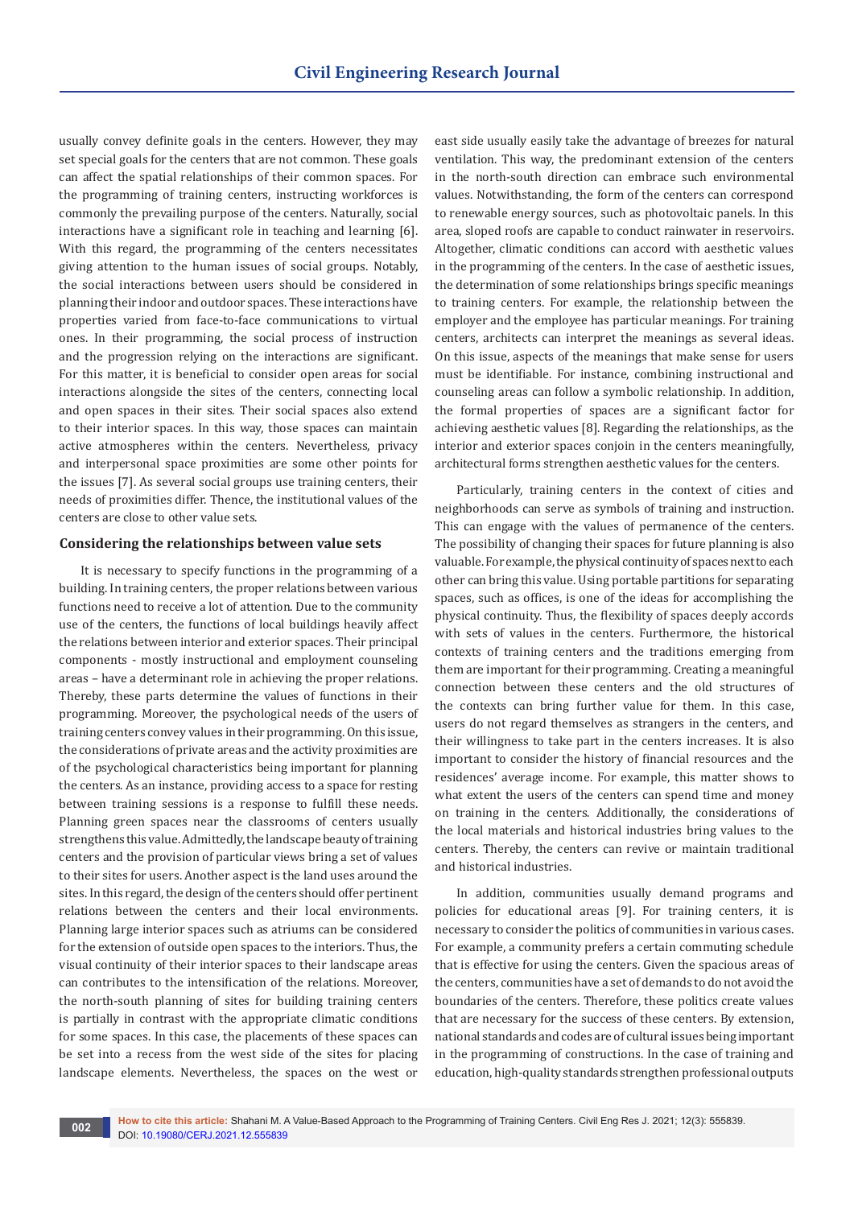usually convey definite goals in the centers. However, they may set special goals for the centers that are not common. These goals can affect the spatial relationships of their common spaces. For the programming of training centers, instructing workforces is commonly the prevailing purpose of the centers. Naturally, social interactions have a significant role in teaching and learning [6]. With this regard, the programming of the centers necessitates giving attention to the human issues of social groups. Notably, the social interactions between users should be considered in planning their indoor and outdoor spaces. These interactions have properties varied from face-to-face communications to virtual ones. In their programming, the social process of instruction and the progression relying on the interactions are significant. For this matter, it is beneficial to consider open areas for social interactions alongside the sites of the centers, connecting local and open spaces in their sites. Their social spaces also extend to their interior spaces. In this way, those spaces can maintain active atmospheres within the centers. Nevertheless, privacy and interpersonal space proximities are some other points for the issues [7]. As several social groups use training centers, their needs of proximities differ. Thence, the institutional values of the centers are close to other value sets.

## Considering the relationships between value sets

It is necessary to specify functions in the programming of a building. In training centers, the proper relations between various functions need to receive a lot of attention. Due to the community use of the centers, the functions of local buildings heavily affect the relations between interior and exterior spaces. Their principal components - mostly instructional and employment counseling areas – have a determinant role in achieving the proper relations. Thereby, these parts determine the values of functions in their programming. Moreover, the psychological needs of the users of training centers convey values in their programming. On this issue, the considerations of private areas and the activity proximities are of the psychological characteristics being important for planning the centers. As an instance, providing access to a space for resting between training sessions is a response to fulfill these needs. Planning green spaces near the classrooms of centers usually strengthens this value. Admittedly, the landscape beauty of training centers and the provision of particular views bring a set of values to their sites for users. Another aspect is the land uses around the sites. In this regard, the design of the centers should offer pertinent relations between the centers and their local environments. Planning large interior spaces such as atriums can be considered for the extension of outside open spaces to the interiors. Thus, the visual continuity of their interior spaces to their landscape areas can contributes to the intensification of the relations. Moreover, the north-south planning of sites for building training centers is partially in contrast with the appropriate climatic conditions for some spaces. In this case, the placements of these spaces can be set into a recess from the west side of the sites for placing landscape elements. Nevertheless, the spaces on the west or east side usually easily take the advantage of breezes for natural ventilation. This way, the predominant extension of the centers in the north-south direction can embrace such environmental values. Notwithstanding, the form of the centers can correspond to renewable energy sources, such as photovoltaic panels. In this area, sloped roofs are capable to conduct rainwater in reservoirs. Altogether, climatic conditions can accord with aesthetic values in the programming of the centers. In the case of aesthetic issues, the determination of some relationships brings specific meanings to training centers. For example, the relationship between the employer and the employee has particular meanings. For training centers, architects can interpret the meanings as several ideas. On this issue, aspects of the meanings that make sense for users must be identifiable. For instance, combining instructional and counseling areas can follow a symbolic relationship. In addition, the formal properties of spaces are a significant factor for achieving aesthetic values [8]. Regarding the relationships, as the interior and exterior spaces conjoin in the centers meaningfully, architectural forms strengthen aesthetic values for the centers.

Particularly, training centers in the context of cities and neighborhoods can serve as symbols of training and instruction. This can engage with the values of permanence of the centers. The possibility of changing their spaces for future planning is also valuable. For example, the physical continuity of spaces next to each other can bring this value. Using portable partitions for separating spaces, such as offices, is one of the ideas for accomplishing the physical continuity. Thus, the flexibility of spaces deeply accords with sets of values in the centers. Furthermore, the historical contexts of training centers and the traditions emerging from them are important for their programming. Creating a meaningful connection between these centers and the old structures of the contexts can bring further value for them. In this case, users do not regard themselves as strangers in the centers, and their willingness to take part in the centers increases. It is also important to consider the history of financial resources and the residences' average income. For example, this matter shows to what extent the users of the centers can spend time and money on training in the centers. Additionally, the considerations of the local materials and historical industries bring values to the centers. Thereby, the centers can revive or maintain traditional and historical industries.

In addition, communities usually demand programs and policies for educational areas [9]. For training centers, it is necessary to consider the politics of communities in various cases. For example, a community prefers a certain commuting schedule that is effective for using the centers. Given the spacious areas of the centers, communities have a set of demands to do not avoid the boundaries of the centers. Therefore, these politics create values that are necessary for the success of these centers. By extension, national standards and codes are of cultural issues being important in the programming of constructions. In the case of training and education, high-quality standards strengthen professional outputs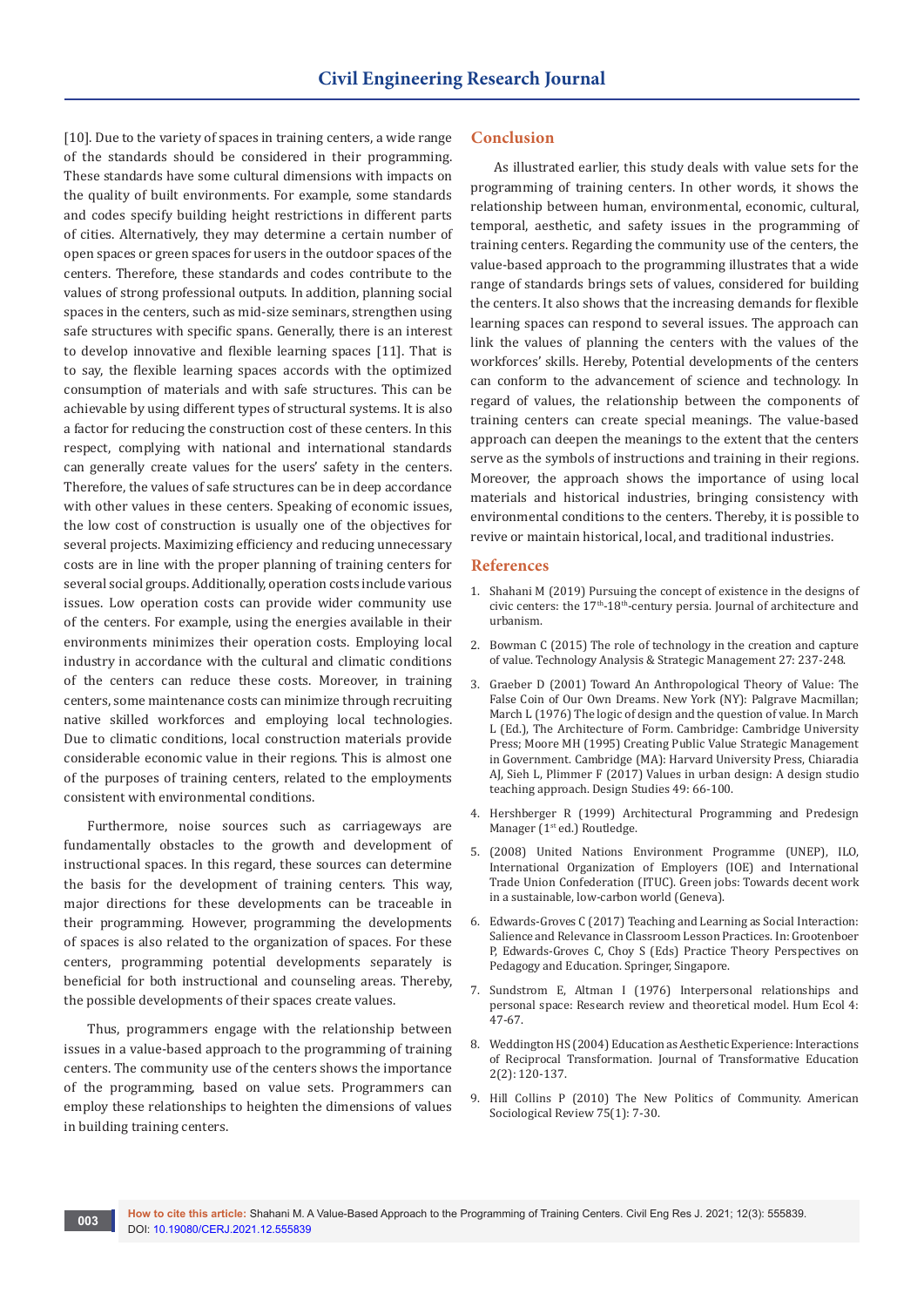[10]. Due to the variety of spaces in training centers, a wide range of the standards should be considered in their programming. These standards have some cultural dimensions with impacts on the quality of built environments. For example, some standards and codes specify building height restrictions in different parts of cities. Alternatively, they may determine a certain number of open spaces or green spaces for users in the outdoor spaces of the centers. Therefore, these standards and codes contribute to the values of strong professional outputs. In addition, planning social spaces in the centers, such as mid-size seminars, strengthen using safe structures with specific spans. Generally, there is an interest to develop innovative and flexible learning spaces [11]. That is to say, the flexible learning spaces accords with the optimized consumption of materials and with safe structures. This can be achievable by using different types of structural systems. It is also a factor for reducing the construction cost of these centers. In this respect, complying with national and international standards can generally create values for the users' safety in the centers. Therefore, the values of safe structures can be in deep accordance with other values in these centers. Speaking of economic issues, the low cost of construction is usually one of the objectives for several projects. Maximizing efficiency and reducing unnecessary costs are in line with the proper planning of training centers for several social groups. Additionally, operation costs include various issues. Low operation costs can provide wider community use of the centers. For example, using the energies available in their environments minimizes their operation costs. Employing local industry in accordance with the cultural and climatic conditions of the centers can reduce these costs. Moreover, in training centers, some maintenance costs can minimize through recruiting native skilled workforces and employing local technologies. Due to climatic conditions, local construction materials provide considerable economic value in their regions. This is almost one of the purposes of training centers, related to the employments consistent with environmental conditions.

Furthermore, noise sources such as carriageways are fundamentally obstacles to the growth and development of instructional spaces. In this regard, these sources can determine the basis for the development of training centers. This way, major directions for these developments can be traceable in their programming. However, programming the developments of spaces is also related to the organization of spaces. For these centers, programming potential developments separately is beneficial for both instructional and counseling areas. Thereby, the possible developments of their spaces create values.

Thus, programmers engage with the relationship between issues in a value-based approach to the programming of training centers. The community use of the centers shows the importance of the programming, based on value sets. Programmers can employ these relationships to heighten the dimensions of values in building training centers.

## Conclusion

As illustrated earlier, this study deals with value sets for the programming of training centers. In other words, it shows the relationship between human, environmental, economic, cultural, temporal, aesthetic, and safety issues in the programming of training centers. Regarding the community use of the centers, the value-based approach to the programming illustrates that a wide range of standards brings sets of values, considered for building the centers. It also shows that the increasing demands for flexible learning spaces can respond to several issues. The approach can link the values of planning the centers with the values of the workforces' skills. Hereby, Potential developments of the centers can conform to the advancement of science and technology. In regard of values, the relationship between the components of training centers can create special meanings. The value-based approach can deepen the meanings to the extent that the centers serve as the symbols of instructions and training in their regions. Moreover, the approach shows the importance of using local materials and historical industries, bringing consistency with environmental conditions to the centers. Thereby, it is possible to revive or maintain historical, local, and traditional industries.

## References

1. Shahani M (2019) Pursuing the concept of existence in the designs of civic centers: the 17th-18th-century persia. Journal of architecture and urbanism.
2. Bowman C (2015) The role of technology in the creation and capture of value. Technology Analysis & Strategic Management 27: 237-248.
3. Graeber D (2001) Toward An Anthropological Theory of Value: The False Coin of Our Own Dreams. New York (NY): Palgrave Macmillan; March L (1976) The logic of design and the question of value. In March L (Ed.), The Architecture of Form. Cambridge: Cambridge University Press; Moore MH (1995) Creating Public Value Strategic Management in Government. Cambridge (MA): Harvard University Press, Chiaradia AJ, Sieh L, Plimmer F (2017) Values in urban design: A design studio teaching approach. Design Studies 49: 66-100.
4. Hershberger R (1999) Architectural Programming and Predesign Manager (1st ed.) Routledge.
5. (2008) United Nations Environment Programme (UNEP), ILO, International Organization of Employers (IOE) and International Trade Union Confederation (ITUC). Green jobs: Towards decent work in a sustainable, low-carbon world (Geneva).
6. Edwards-Groves C (2017) Teaching and Learning as Social Interaction: Salience and Relevance in Classroom Lesson Practices. In: Grootenboer P, Edwards-Groves C, Choy S (Eds) Practice Theory Perspectives on Pedagogy and Education. Springer, Singapore.
7. Sundstrom E, Altman I (1976) Interpersonal relationships and personal space: Research review and theoretical model. Hum Ecol 4: 47-67.
8. Weddington HS (2004) Education as Aesthetic Experience: Interactions of Reciprocal Transformation. Journal of Transformative Education 2(2): 120-137.
9. Hill Collins P (2010) The New Politics of Community. American Sociological Review 75(1): 7-30.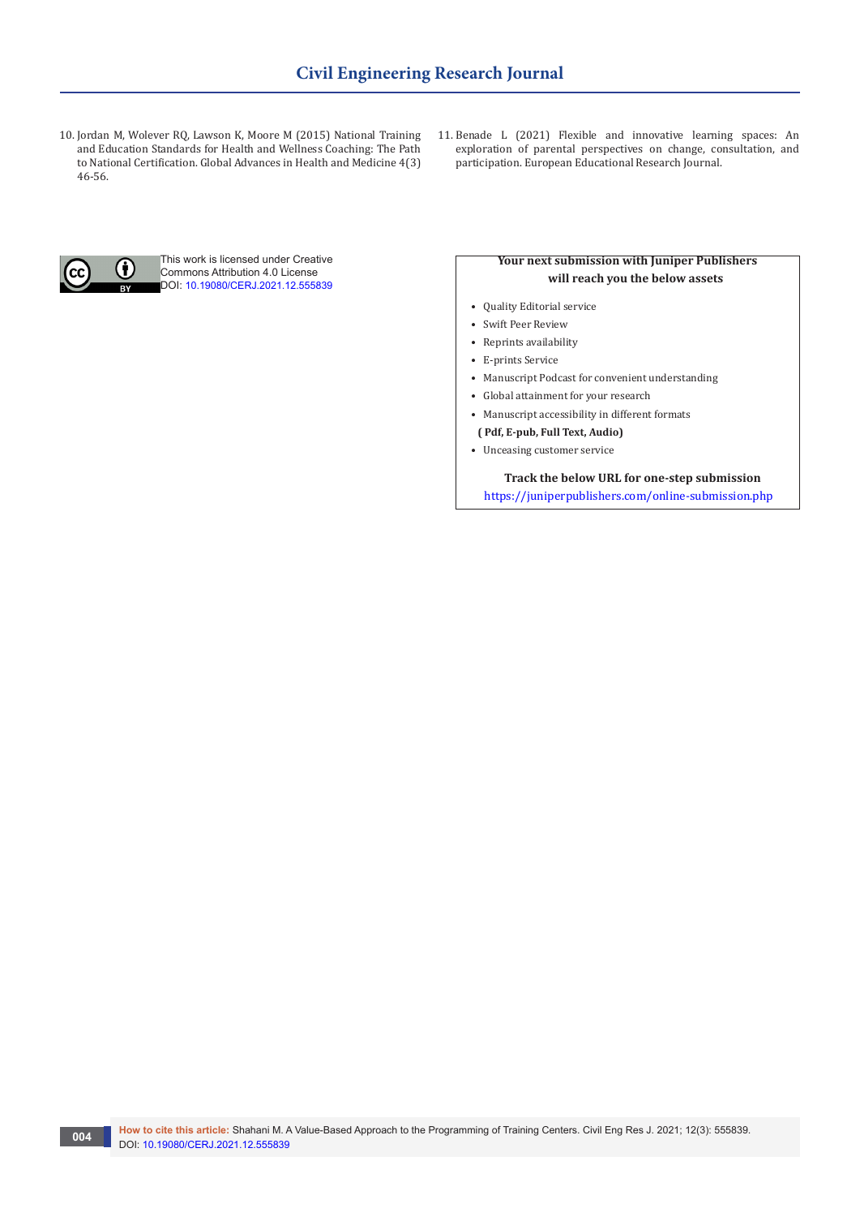10. Jordan M, Wolever RQ, Lawson K, Moore M (2015) National Training and Education Standards for Health and Wellness Coaching: The Path to National Certification. Global Advances in Health and Medicine 4(3) 46-56.

11. Benade L (2021) Flexible and innovative learning spaces: An exploration of parental perspectives on change, consultation, and participation. European Educational Research Journal.

This work is licensed under Creative Commons Attribution 4.0 License
DOI: 10.19080/CERJ.2021.12.555839

**Your next submission with Juniper Publishers will reach you the below assets**

- Quality Editorial service
- Swift Peer Review
- Reprints availability
- E-prints Service
- Manuscript Podcast for convenient understanding
- Global attainment for your research
- Manuscript accessibility in different formats

**( Pdf, E-pub, Full Text, Audio)**

- Unceasing customer service

**Track the below URL for one-step submission**
https://juniperpublishers.com/online-submission.php

**How to cite this article:** Shahani M. A Value-Based Approach to the Programming of Training Centers. Civil Eng Res J. 2021; 12(3): 555839. DOI: 10.19080/CERJ.2021.12.555839